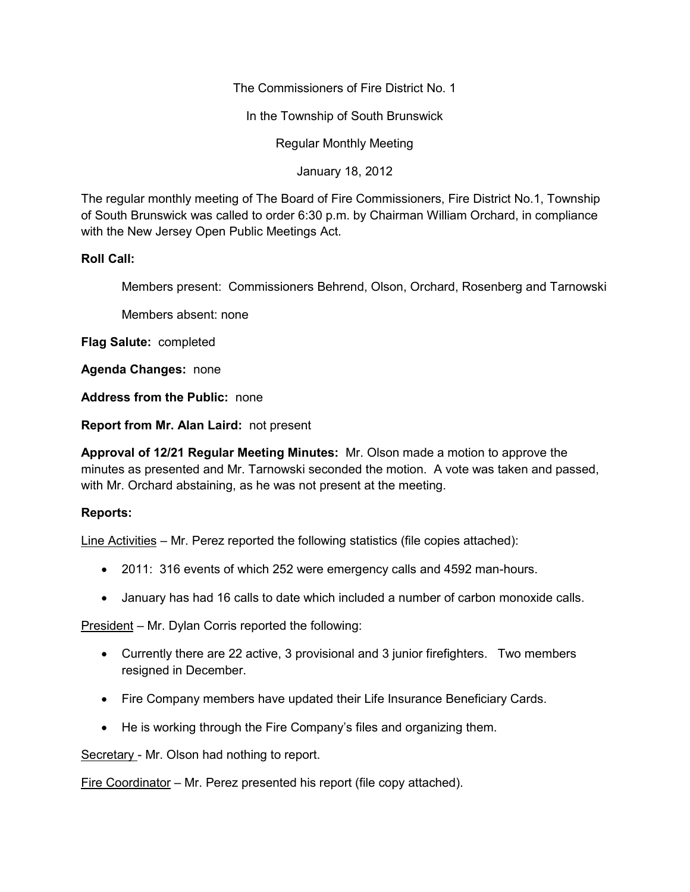The Commissioners of Fire District No. 1

In the Township of South Brunswick

Regular Monthly Meeting

January 18, 2012

The regular monthly meeting of The Board of Fire Commissioners, Fire District No.1, Township of South Brunswick was called to order 6:30 p.m. by Chairman William Orchard, in compliance with the New Jersey Open Public Meetings Act.

**Roll Call:**

Members present: Commissioners Behrend, Olson, Orchard, Rosenberg and Tarnowski

Members absent: none

**Flag Salute:** completed

**Agenda Changes:** none

**Address from the Public:** none

**Report from Mr. Alan Laird:** not present

**Approval of 12/21 Regular Meeting Minutes:** Mr. Olson made a motion to approve the minutes as presented and Mr. Tarnowski seconded the motion. A vote was taken and passed, with Mr. Orchard abstaining, as he was not present at the meeting.

**Reports:**

Line Activities – Mr. Perez reported the following statistics (file copies attached):

- 2011: 316 events of which 252 were emergency calls and 4592 man-hours.
- January has had 16 calls to date which included a number of carbon monoxide calls.

President – Mr. Dylan Corris reported the following:

- Currently there are 22 active, 3 provisional and 3 junior firefighters. Two members resigned in December.
- Fire Company members have updated their Life Insurance Beneficiary Cards.
- He is working through the Fire Company's files and organizing them.

Secretary - Mr. Olson had nothing to report.

Fire Coordinator – Mr. Perez presented his report (file copy attached).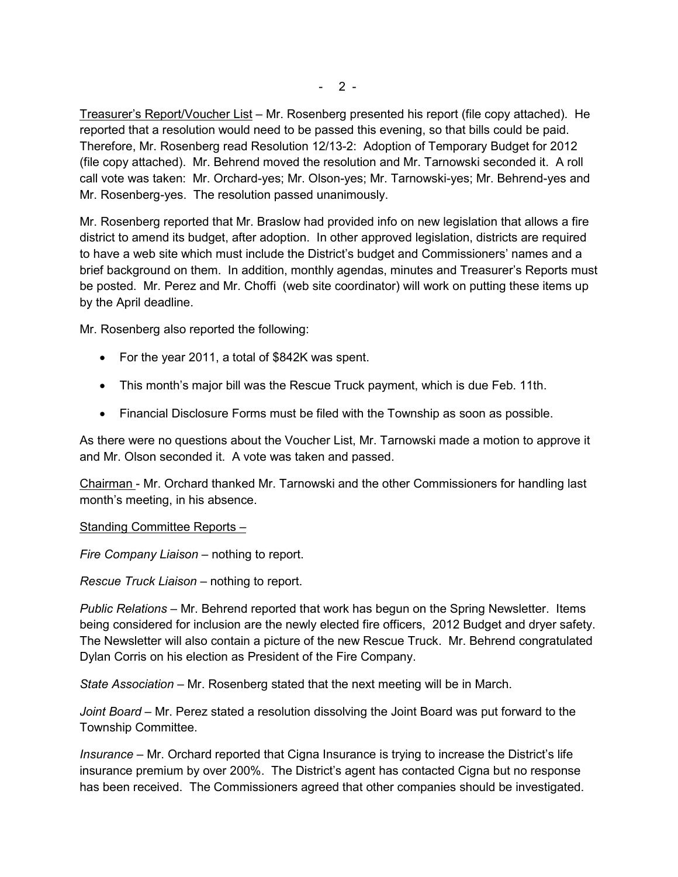<u>Treasurer's Report/Voucher List</u> – Mr. Rosenberg presented his report (file copy attached). He reported that a resolution would need to be passed this evening, so that bills could be paid. Therefore, Mr. Rosenberg read Resolution 12/13-2: Adoption of Temporary Budget for 2012 (file copy attached). Mr. Behrend moved the resolution and Mr. Tarnowski seconded it. A roll call vote was taken: Mr. Orchard-yes; Mr. Olson-yes; Mr. Tarnowski-yes; Mr. Behrend-yes and Mr. Rosenberg-yes. The resolution passed unanimously.

Mr. Rosenberg reported that Mr. Braslow had provided info on new legislation that allows a fire district to amend its budget, after adoption. In other approved legislation, districts are required to have a web site which must include the District's budget and Commissioners' names and a brief background on them. In addition, monthly agendas, minutes and Treasurer's Reports must be posted. Mr. Perez and Mr. Choffi (web site coordinator) will work on putting these items up by the April deadline.

Mr. Rosenberg also reported the following:

- For the year 2011, a total of $842K was spent.
- This month's major bill was the Rescue Truck payment, which is due Feb. 11th.
- Financial Disclosure Forms must be filed with the Township as soon as possible.

As there were no questions about the Voucher List, Mr. Tarnowski made a motion to approve it and Mr. Olson seconded it. A vote was taken and passed.

<u>Chairman</u> - Mr. Orchard thanked Mr. Tarnowski and the other Commissioners for handling last month's meeting, in his absence.

<u>Standing Committee Reports –</u>

*Fire Company Liaison* – nothing to report.

*Rescue Truck Liaison* – nothing to report.

*Public Relations* – Mr. Behrend reported that work has begun on the Spring Newsletter. Items being considered for inclusion are the newly elected fire officers, 2012 Budget and dryer safety. The Newsletter will also contain a picture of the new Rescue Truck. Mr. Behrend congratulated Dylan Corris on his election as President of the Fire Company.

*State Association* – Mr. Rosenberg stated that the next meeting will be in March.

*Joint Board* – Mr. Perez stated a resolution dissolving the Joint Board was put forward to the Township Committee.

*Insurance* – Mr. Orchard reported that Cigna Insurance is trying to increase the District's life insurance premium by over 200%. The District's agent has contacted Cigna but no response has been received. The Commissioners agreed that other companies should be investigated.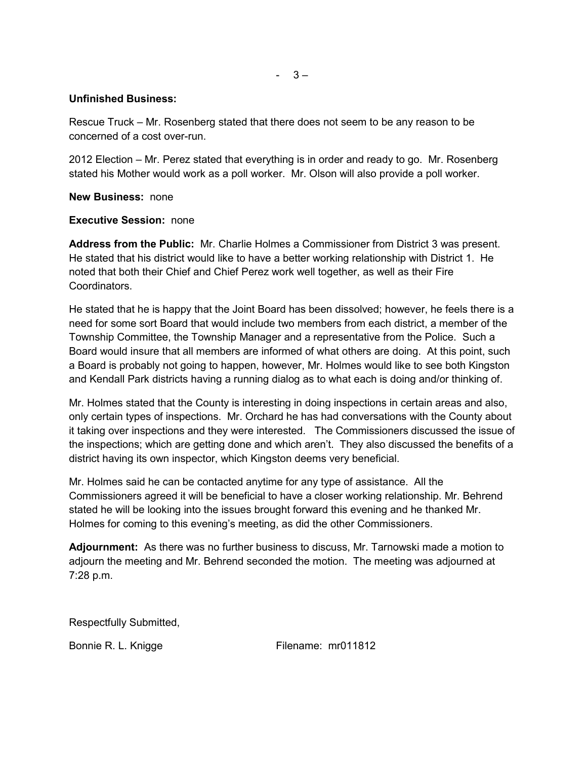**Unfinished Business:**

Rescue Truck – Mr. Rosenberg stated that there does not seem to be any reason to be concerned of a cost over-run.

2012 Election – Mr. Perez stated that everything is in order and ready to go. Mr. Rosenberg stated his Mother would work as a poll worker. Mr. Olson will also provide a poll worker.

**New Business:** none

**Executive Session:** none

**Address from the Public:** Mr. Charlie Holmes a Commissioner from District 3 was present. He stated that his district would like to have a better working relationship with District 1. He noted that both their Chief and Chief Perez work well together, as well as their Fire Coordinators.

He stated that he is happy that the Joint Board has been dissolved; however, he feels there is a need for some sort Board that would include two members from each district, a member of the Township Committee, the Township Manager and a representative from the Police. Such a Board would insure that all members are informed of what others are doing. At this point, such a Board is probably not going to happen, however, Mr. Holmes would like to see both Kingston and Kendall Park districts having a running dialog as to what each is doing and/or thinking of.

Mr. Holmes stated that the County is interesting in doing inspections in certain areas and also, only certain types of inspections. Mr. Orchard he has had conversations with the County about it taking over inspections and they were interested. The Commissioners discussed the issue of the inspections; which are getting done and which aren't. They also discussed the benefits of a district having its own inspector, which Kingston deems very beneficial.

Mr. Holmes said he can be contacted anytime for any type of assistance. All the Commissioners agreed it will be beneficial to have a closer working relationship. Mr. Behrend stated he will be looking into the issues brought forward this evening and he thanked Mr. Holmes for coming to this evening's meeting, as did the other Commissioners.

**Adjournment:** As there was no further business to discuss, Mr. Tarnowski made a motion to adjourn the meeting and Mr. Behrend seconded the motion. The meeting was adjourned at 7:28 p.m.

Respectfully Submitted,

Bonnie R. L. Knigge Filename: mr011812